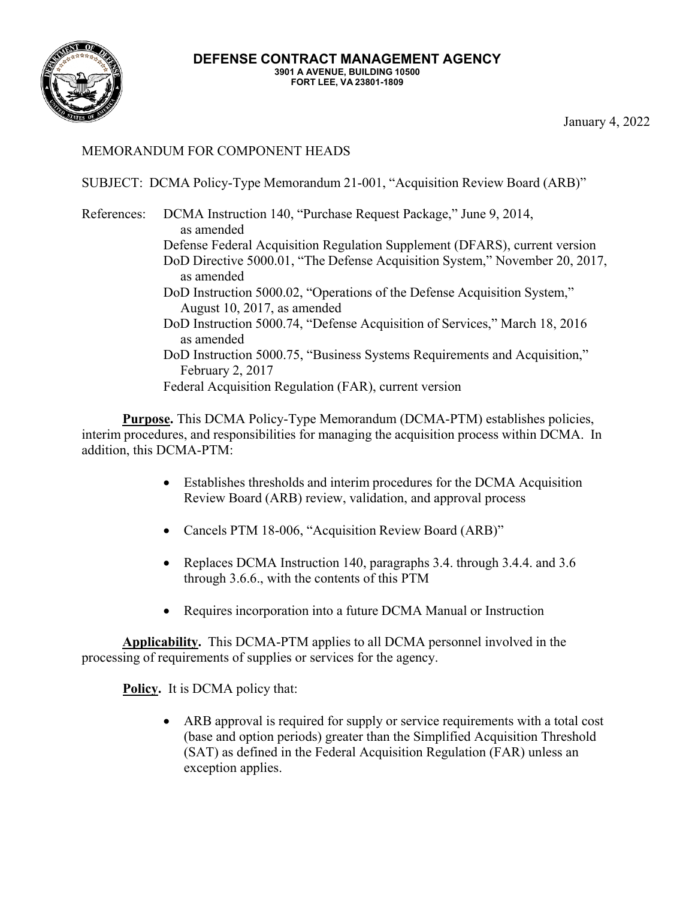**DEFENSE CONTRACT MANAGEMENT AGENCY**
**3901 A AVENUE, BUILDING 10500**
**FORT LEE, VA 23801-1809**

January 4, 2022

MEMORANDUM FOR COMPONENT HEADS

SUBJECT: DCMA Policy-Type Memorandum 21-001, "Acquisition Review Board (ARB)"

References:
- DCMA Instruction 140, "Purchase Request Package," June 9, 2014, as amended
- Defense Federal Acquisition Regulation Supplement (DFARS), current version
- DoD Directive 5000.01, "The Defense Acquisition System," November 20, 2017, as amended
- DoD Instruction 5000.02, "Operations of the Defense Acquisition System," August 10, 2017, as amended
- DoD Instruction 5000.74, "Defense Acquisition of Services," March 18, 2016 as amended
- DoD Instruction 5000.75, "Business Systems Requirements and Acquisition," February 2, 2017
- Federal Acquisition Regulation (FAR), current version

**Purpose.** This DCMA Policy-Type Memorandum (DCMA-PTM) establishes policies, interim procedures, and responsibilities for managing the acquisition process within DCMA. In addition, this DCMA-PTM:

- Establishes thresholds and interim procedures for the DCMA Acquisition Review Board (ARB) review, validation, and approval process
- Cancels PTM 18-006, "Acquisition Review Board (ARB)"
- Replaces DCMA Instruction 140, paragraphs 3.4. through 3.4.4. and 3.6 through 3.6.6., with the contents of this PTM
- Requires incorporation into a future DCMA Manual or Instruction

**Applicability.** This DCMA-PTM applies to all DCMA personnel involved in the processing of requirements of supplies or services for the agency.

**Policy.** It is DCMA policy that:

- ARB approval is required for supply or service requirements with a total cost (base and option periods) greater than the Simplified Acquisition Threshold (SAT) as defined in the Federal Acquisition Regulation (FAR) unless an exception applies.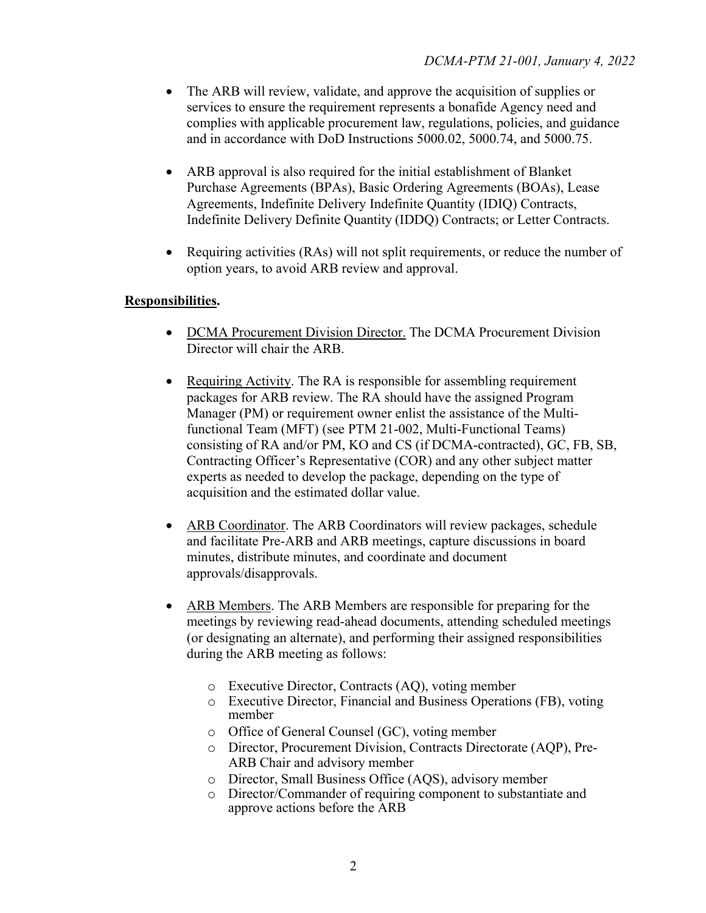- The ARB will review, validate, and approve the acquisition of supplies or services to ensure the requirement represents a bonafide Agency need and complies with applicable procurement law, regulations, policies, and guidance and in accordance with DoD Instructions 5000.02, 5000.74, and 5000.75.

- ARB approval is also required for the initial establishment of Blanket Purchase Agreements (BPAs), Basic Ordering Agreements (BOAs), Lease Agreements, Indefinite Delivery Indefinite Quantity (IDIQ) Contracts, Indefinite Delivery Definite Quantity (IDDQ) Contracts; or Letter Contracts.

- Requiring activities (RAs) will not split requirements, or reduce the number of option years, to avoid ARB review and approval.

**Responsibilities.**

- DCMA Procurement Division Director. The DCMA Procurement Division Director will chair the ARB.

- Requiring Activity. The RA is responsible for assembling requirement packages for ARB review. The RA should have the assigned Program Manager (PM) or requirement owner enlist the assistance of the Multi-functional Team (MFT) (see PTM 21-002, Multi-Functional Teams) consisting of RA and/or PM, KO and CS (if DCMA-contracted), GC, FB, SB, Contracting Officer's Representative (COR) and any other subject matter experts as needed to develop the package, depending on the type of acquisition and the estimated dollar value.

- ARB Coordinator. The ARB Coordinators will review packages, schedule and facilitate Pre-ARB and ARB meetings, capture discussions in board minutes, distribute minutes, and coordinate and document approvals/disapprovals.

- ARB Members. The ARB Members are responsible for preparing for the meetings by reviewing read-ahead documents, attending scheduled meetings (or designating an alternate), and performing their assigned responsibilities during the ARB meeting as follows:

  - Executive Director, Contracts (AQ), voting member
  - Executive Director, Financial and Business Operations (FB), voting member
  - Office of General Counsel (GC), voting member
  - Director, Procurement Division, Contracts Directorate (AQP), Pre-ARB Chair and advisory member
  - Director, Small Business Office (AQS), advisory member
  - Director/Commander of requiring component to substantiate and approve actions before the ARB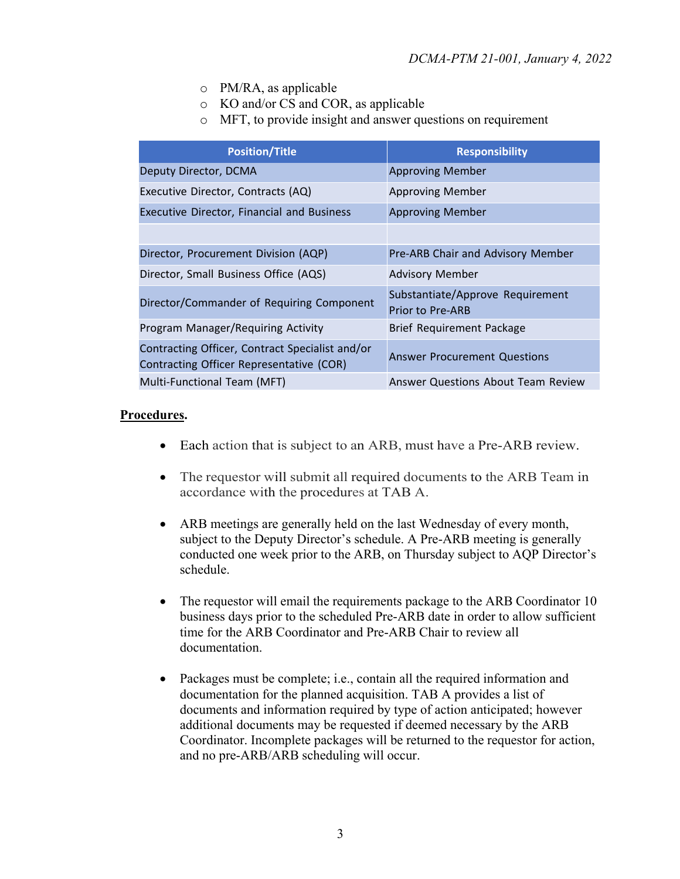- PM/RA, as applicable
- KO and/or CS and COR, as applicable
- MFT, to provide insight and answer questions on requirement

| Position/Title | Responsibility |
|---|---|
| Deputy Director, DCMA | Approving Member |
| Executive Director, Contracts (AQ) | Approving Member |
| Executive Director, Financial and Business | Approving Member |
| | |
| Director, Procurement Division (AQP) | Pre-ARB Chair and Advisory Member |
| Director, Small Business Office (AQS) | Advisory Member |
| Director/Commander of Requiring Component | Substantiate/Approve Requirement Prior to Pre-ARB |
| Program Manager/Requiring Activity | Brief Requirement Package |
| Contracting Officer, Contract Specialist and/or Contracting Officer Representative (COR) | Answer Procurement Questions |
| Multi-Functional Team (MFT) | Answer Questions About Team Review |

**Procedures.**

- Each action that is subject to an ARB, must have a Pre-ARB review.
- The requestor will submit all required documents to the ARB Team in accordance with the procedures at TAB A.
- ARB meetings are generally held on the last Wednesday of every month, subject to the Deputy Director's schedule. A Pre-ARB meeting is generally conducted one week prior to the ARB, on Thursday subject to AQP Director's schedule.
- The requestor will email the requirements package to the ARB Coordinator 10 business days prior to the scheduled Pre-ARB date in order to allow sufficient time for the ARB Coordinator and Pre-ARB Chair to review all documentation.
- Packages must be complete; i.e., contain all the required information and documentation for the planned acquisition. TAB A provides a list of documents and information required by type of action anticipated; however additional documents may be requested if deemed necessary by the ARB Coordinator. Incomplete packages will be returned to the requestor for action, and no pre-ARB/ARB scheduling will occur.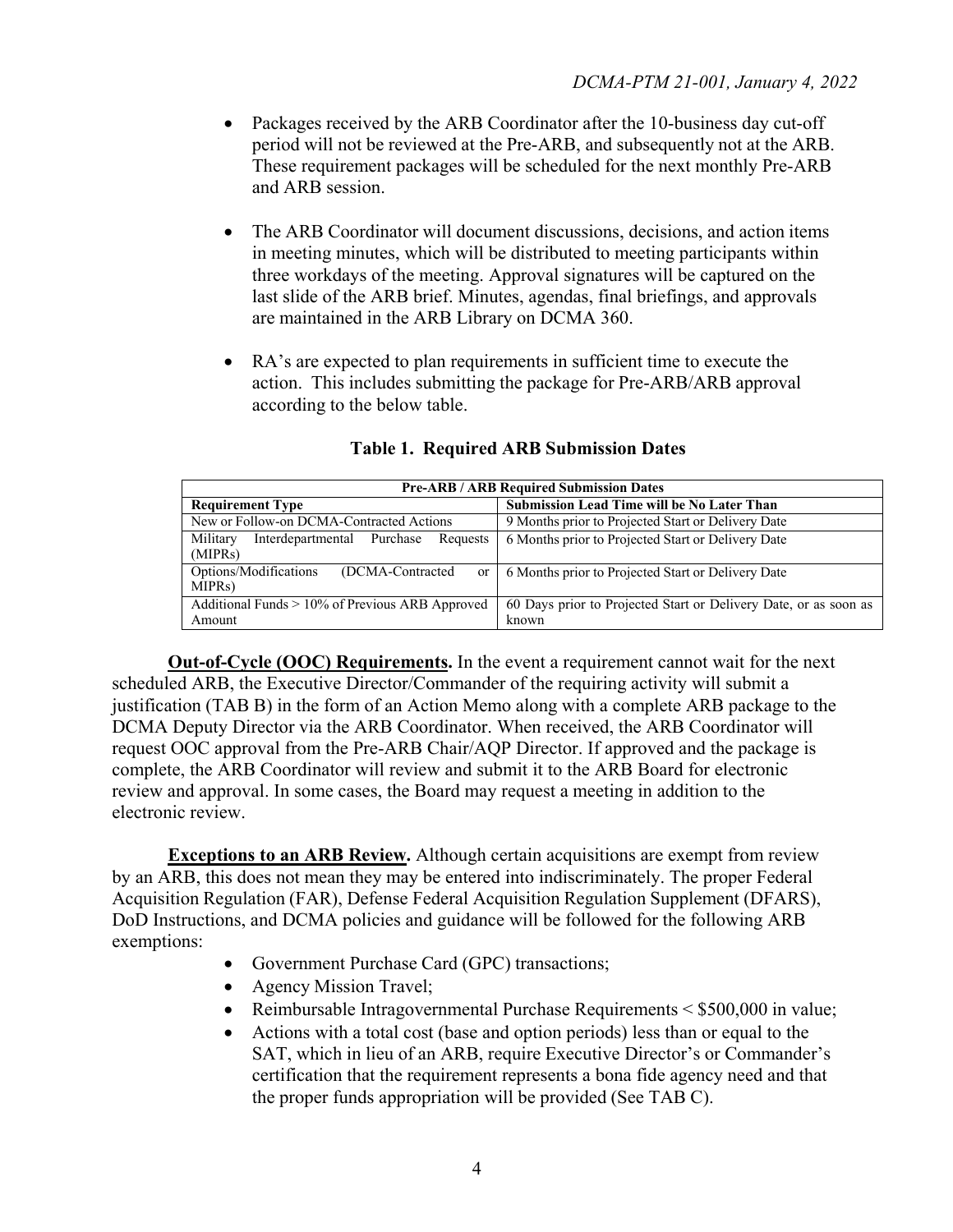- Packages received by the ARB Coordinator after the 10-business day cut-off period will not be reviewed at the Pre-ARB, and subsequently not at the ARB. These requirement packages will be scheduled for the next monthly Pre-ARB and ARB session.

- The ARB Coordinator will document discussions, decisions, and action items in meeting minutes, which will be distributed to meeting participants within three workdays of the meeting. Approval signatures will be captured on the last slide of the ARB brief. Minutes, agendas, final briefings, and approvals are maintained in the ARB Library on DCMA 360.

- RA's are expected to plan requirements in sufficient time to execute the action. This includes submitting the package for Pre-ARB/ARB approval according to the below table.

**Table 1. Required ARB Submission Dates**

| Pre-ARB / ARB Required Submission Dates | |
|---|---|
| **Requirement Type** | **Submission Lead Time will be No Later Than** |
| New or Follow-on DCMA-Contracted Actions | 9 Months prior to Projected Start or Delivery Date |
| Military Interdepartmental Purchase Requests (MIPRs) | 6 Months prior to Projected Start or Delivery Date |
| Options/Modifications (DCMA-Contracted or MIPRs) | 6 Months prior to Projected Start or Delivery Date |
| Additional Funds > 10% of Previous ARB Approved Amount | 60 Days prior to Projected Start or Delivery Date, or as soon as known |

**Out-of-Cycle (OOC) Requirements.** In the event a requirement cannot wait for the next scheduled ARB, the Executive Director/Commander of the requiring activity will submit a justification (TAB B) in the form of an Action Memo along with a complete ARB package to the DCMA Deputy Director via the ARB Coordinator. When received, the ARB Coordinator will request OOC approval from the Pre-ARB Chair/AQP Director. If approved and the package is complete, the ARB Coordinator will review and submit it to the ARB Board for electronic review and approval. In some cases, the Board may request a meeting in addition to the electronic review.

**Exceptions to an ARB Review.** Although certain acquisitions are exempt from review by an ARB, this does not mean they may be entered into indiscriminately. The proper Federal Acquisition Regulation (FAR), Defense Federal Acquisition Regulation Supplement (DFARS), DoD Instructions, and DCMA policies and guidance will be followed for the following ARB exemptions:

- Government Purchase Card (GPC) transactions;
- Agency Mission Travel;
- Reimbursable Intragovernmental Purchase Requirements < $500,000 in value;
- Actions with a total cost (base and option periods) less than or equal to the SAT, which in lieu of an ARB, require Executive Director's or Commander's certification that the requirement represents a bona fide agency need and that the proper funds appropriation will be provided (See TAB C).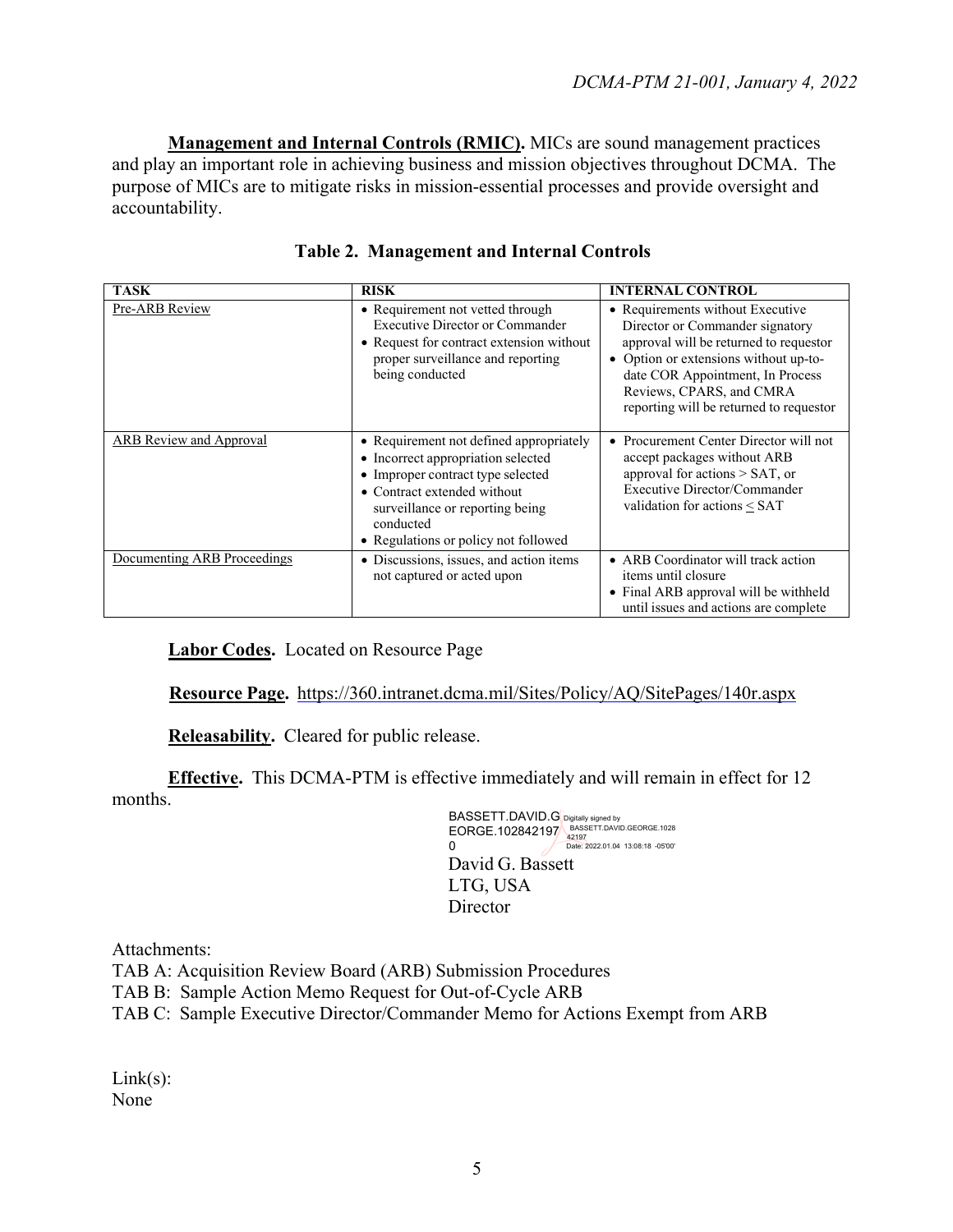**Management and Internal Controls (RMIC).** MICs are sound management practices and play an important role in achieving business and mission objectives throughout DCMA. The purpose of MICs are to mitigate risks in mission-essential processes and provide oversight and accountability.

**Table 2. Management and Internal Controls**

| TASK | RISK | INTERNAL CONTROL |
|---|---|---|
| Pre-ARB Review | • Requirement not vetted through Executive Director or Commander<br>• Request for contract extension without proper surveillance and reporting being conducted | • Requirements without Executive Director or Commander signatory approval will be returned to requestor<br>• Option or extensions without up-to-date COR Appointment, In Process Reviews, CPARS, and CMRA reporting will be returned to requestor |
| ARB Review and Approval | • Requirement not defined appropriately<br>• Incorrect appropriation selected<br>• Improper contract type selected<br>• Contract extended without surveillance or reporting being conducted<br>• Regulations or policy not followed | • Procurement Center Director will not accept packages without ARB approval for actions > SAT, or Executive Director/Commander validation for actions ≤ SAT |
| Documenting ARB Proceedings | • Discussions, issues, and action items not captured or acted upon | • ARB Coordinator will track action items until closure<br>• Final ARB approval will be withheld until issues and actions are complete |

**Labor Codes.** Located on Resource Page

**Resource Page.** https://360.intranet.dcma.mil/Sites/Policy/AQ/SitePages/140r.aspx

**Releasability.** Cleared for public release.

**Effective.** This DCMA-PTM is effective immediately and will remain in effect for 12 months.

BASSETT.DAVID.GEORGE.1028421970 Digitally signed by BASSETT.DAVID.GEORGE.102842197 Date: 2022.01.04 13:08:18 -05'00'

David G. Bassett
LTG, USA
Director

Attachments:
TAB A: Acquisition Review Board (ARB) Submission Procedures
TAB B: Sample Action Memo Request for Out-of-Cycle ARB
TAB C: Sample Executive Director/Commander Memo for Actions Exempt from ARB

Link(s):
None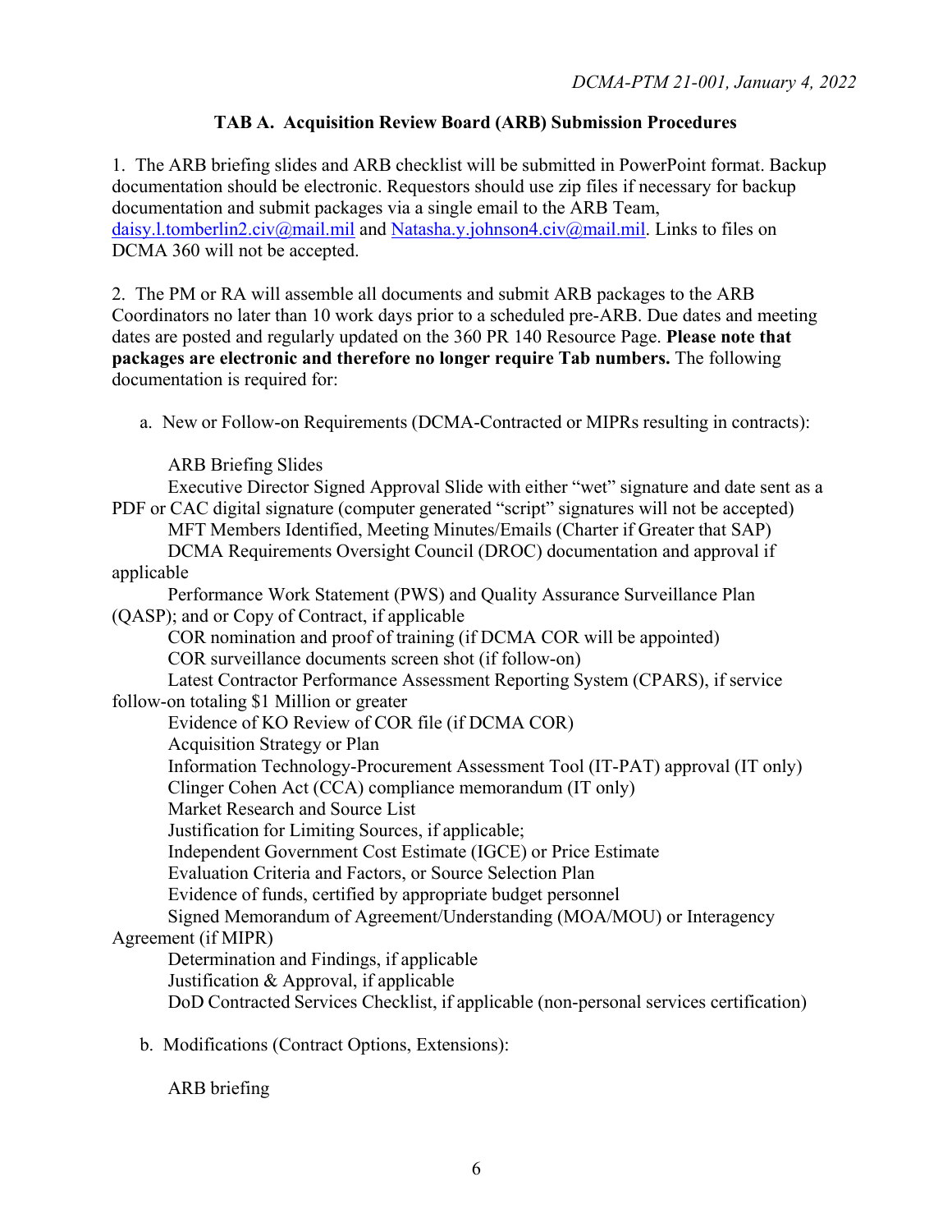## TAB A. Acquisition Review Board (ARB) Submission Procedures

1. The ARB briefing slides and ARB checklist will be submitted in PowerPoint format. Backup documentation should be electronic. Requestors should use zip files if necessary for backup documentation and submit packages via a single email to the ARB Team, daisy.l.tomberlin2.civ@mail.mil and Natasha.y.johnson4.civ@mail.mil. Links to files on DCMA 360 will not be accepted.

2. The PM or RA will assemble all documents and submit ARB packages to the ARB Coordinators no later than 10 work days prior to a scheduled pre-ARB. Due dates and meeting dates are posted and regularly updated on the 360 PR 140 Resource Page. **Please note that packages are electronic and therefore no longer require Tab numbers.** The following documentation is required for:

a. New or Follow-on Requirements (DCMA-Contracted or MIPRs resulting in contracts):

ARB Briefing Slides
Executive Director Signed Approval Slide with either "wet" signature and date sent as a PDF or CAC digital signature (computer generated "script" signatures will not be accepted)
MFT Members Identified, Meeting Minutes/Emails (Charter if Greater that SAP)
DCMA Requirements Oversight Council (DROC) documentation and approval if applicable
Performance Work Statement (PWS) and Quality Assurance Surveillance Plan (QASP); and or Copy of Contract, if applicable
COR nomination and proof of training (if DCMA COR will be appointed)
COR surveillance documents screen shot (if follow-on)
Latest Contractor Performance Assessment Reporting System (CPARS), if service follow-on totaling $1 Million or greater
Evidence of KO Review of COR file (if DCMA COR)
Acquisition Strategy or Plan
Information Technology-Procurement Assessment Tool (IT-PAT) approval (IT only)
Clinger Cohen Act (CCA) compliance memorandum (IT only)
Market Research and Source List
Justification for Limiting Sources, if applicable;
Independent Government Cost Estimate (IGCE) or Price Estimate
Evaluation Criteria and Factors, or Source Selection Plan
Evidence of funds, certified by appropriate budget personnel
Signed Memorandum of Agreement/Understanding (MOA/MOU) or Interagency Agreement (if MIPR)
Determination and Findings, if applicable
Justification & Approval, if applicable
DoD Contracted Services Checklist, if applicable (non-personal services certification)

b. Modifications (Contract Options, Extensions):

ARB briefing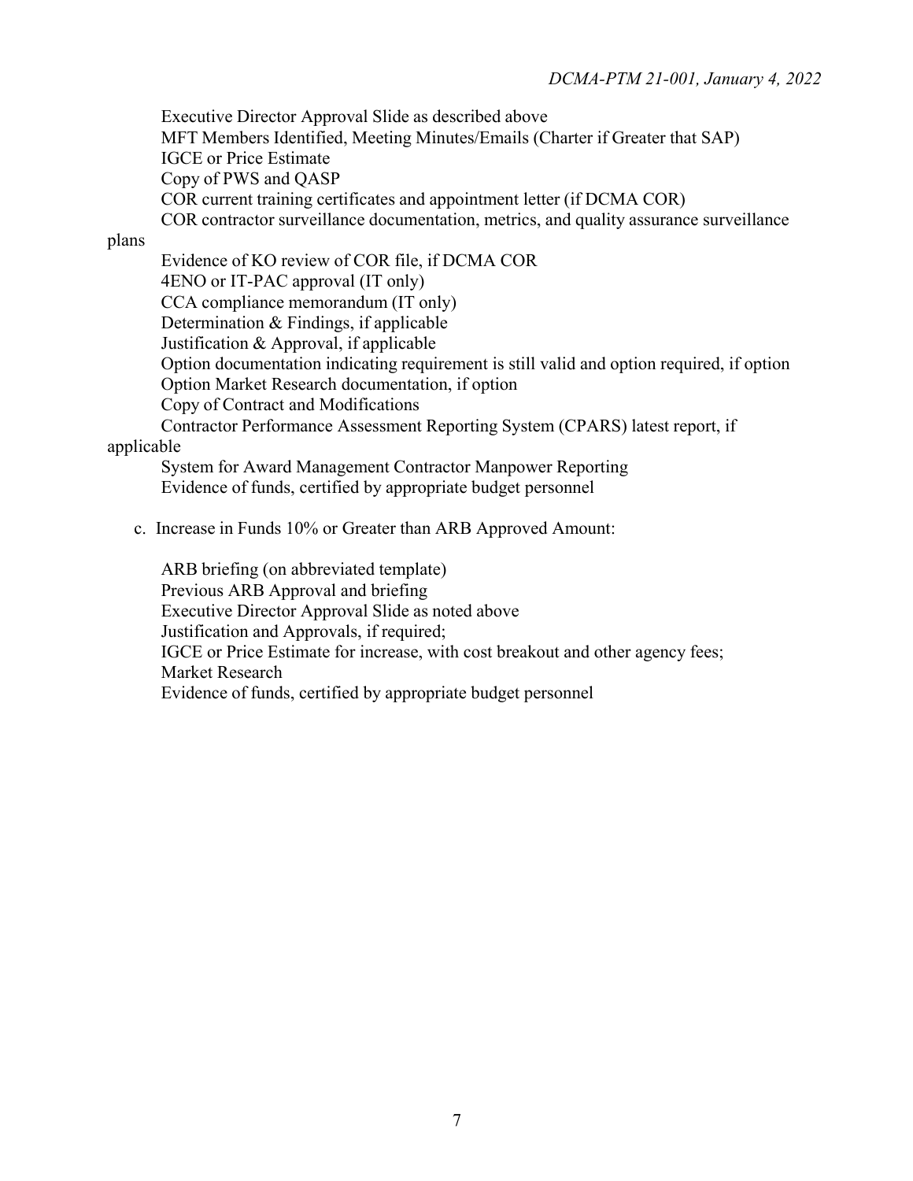Executive Director Approval Slide as described above
MFT Members Identified, Meeting Minutes/Emails (Charter if Greater that SAP)
IGCE or Price Estimate
Copy of PWS and QASP
COR current training certificates and appointment letter (if DCMA COR)
COR contractor surveillance documentation, metrics, and quality assurance surveillance plans
Evidence of KO review of COR file, if DCMA COR
4ENO or IT-PAC approval (IT only)
CCA compliance memorandum (IT only)
Determination & Findings, if applicable
Justification & Approval, if applicable
Option documentation indicating requirement is still valid and option required, if option
Option Market Research documentation, if option
Copy of Contract and Modifications
Contractor Performance Assessment Reporting System (CPARS) latest report, if applicable
System for Award Management Contractor Manpower Reporting
Evidence of funds, certified by appropriate budget personnel

c. Increase in Funds 10% or Greater than ARB Approved Amount:

ARB briefing (on abbreviated template)
Previous ARB Approval and briefing
Executive Director Approval Slide as noted above
Justification and Approvals, if required;
IGCE or Price Estimate for increase, with cost breakout and other agency fees;
Market Research
Evidence of funds, certified by appropriate budget personnel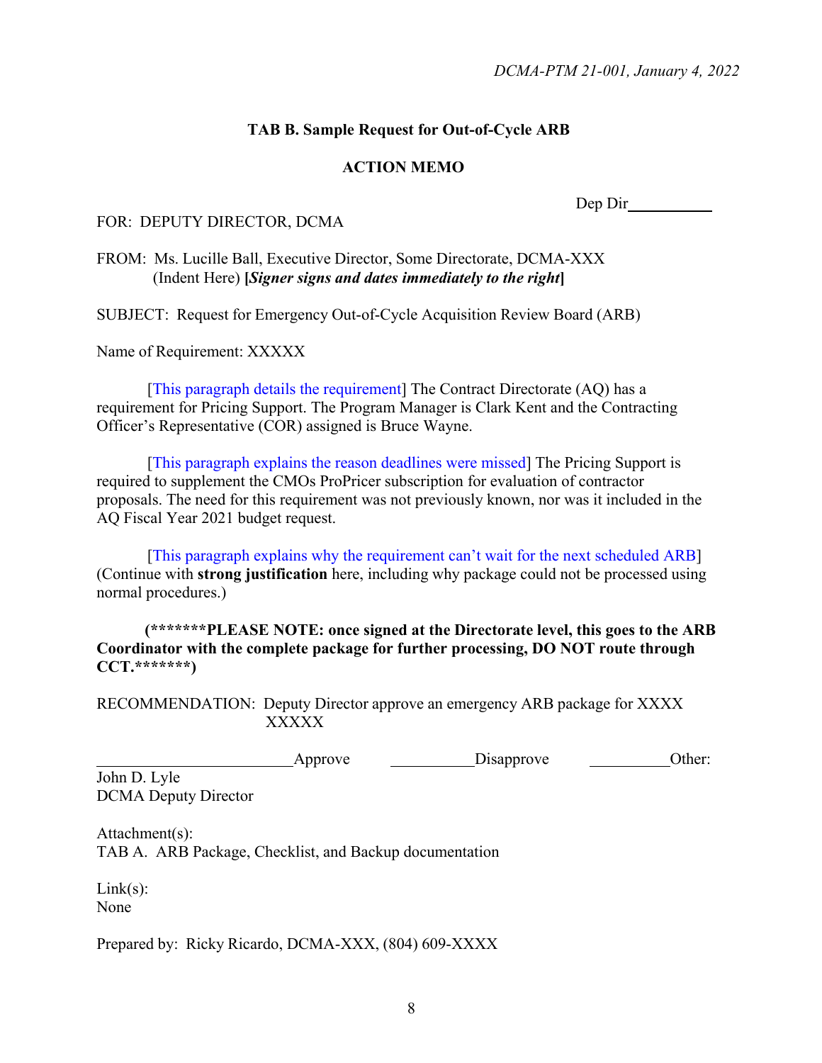**TAB B. Sample Request for Out-of-Cycle ARB**

**ACTION MEMO**

Dep Dir__________

FOR: DEPUTY DIRECTOR, DCMA

FROM: Ms. Lucille Ball, Executive Director, Some Directorate, DCMA-XXX
(Indent Here) **[*Signer signs and dates immediately to the right*]**

SUBJECT: Request for Emergency Out-of-Cycle Acquisition Review Board (ARB)

Name of Requirement: XXXXX

[This paragraph details the requirement] The Contract Directorate (AQ) has a requirement for Pricing Support. The Program Manager is Clark Kent and the Contracting Officer's Representative (COR) assigned is Bruce Wayne.

[This paragraph explains the reason deadlines were missed] The Pricing Support is required to supplement the CMOs ProPricer subscription for evaluation of contractor proposals. The need for this requirement was not previously known, nor was it included in the AQ Fiscal Year 2021 budget request.

[This paragraph explains why the requirement can't wait for the next scheduled ARB] (Continue with **strong justification** here, including why package could not be processed using normal procedures.)

**(*******PLEASE NOTE: once signed at the Directorate level, this goes to the ARB Coordinator with the complete package for further processing, DO NOT route through CCT.*******)**

RECOMMENDATION: Deputy Director approve an emergency ARB package for XXXX XXXXX

______________________Approve __________Disapprove __________Other:

John D. Lyle
DCMA Deputy Director

Attachment(s):
TAB A. ARB Package, Checklist, and Backup documentation

Link(s):
None

Prepared by: Ricky Ricardo, DCMA-XXX, (804) 609-XXXX